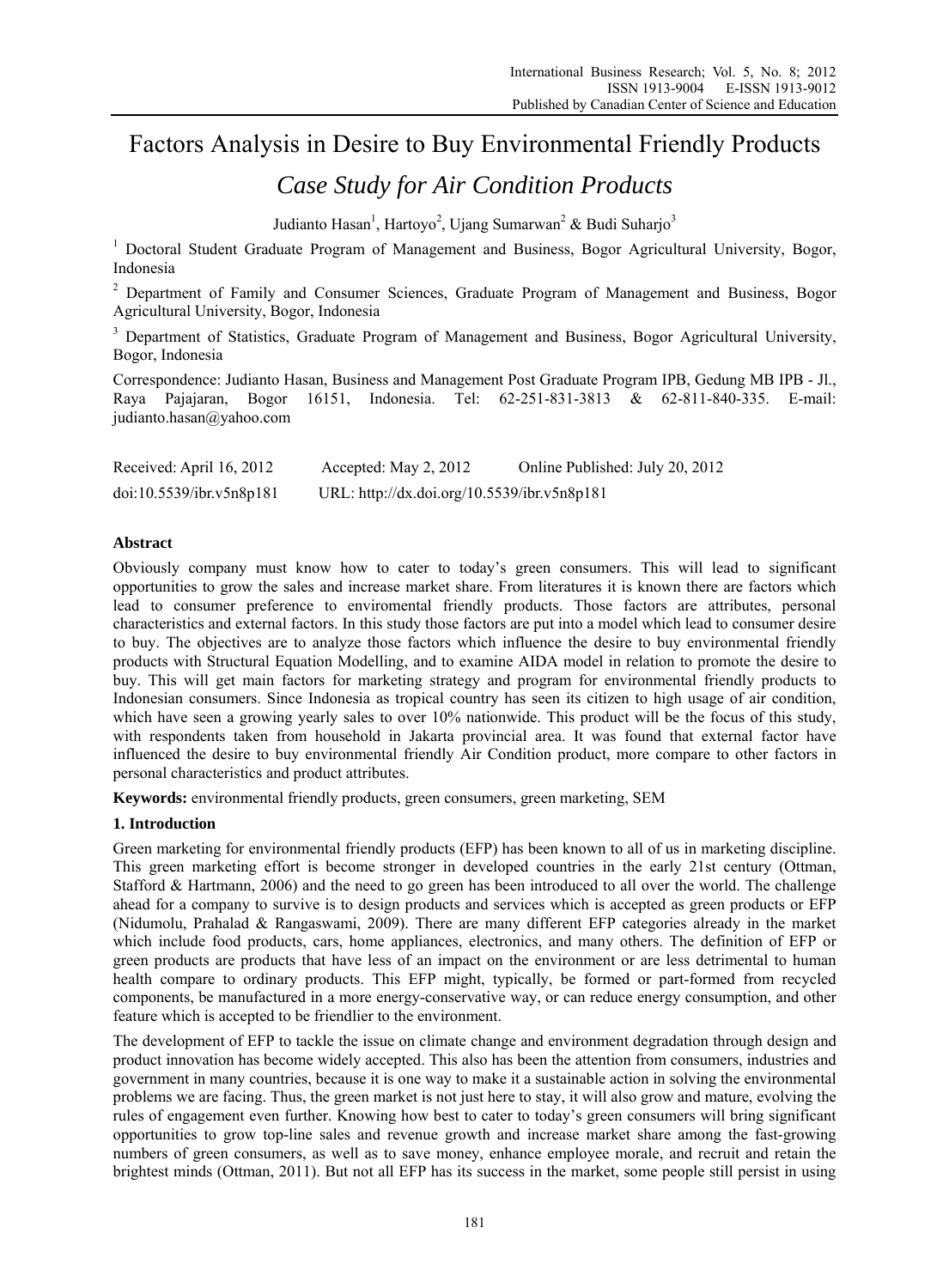# Factors Analysis in Desire to Buy Environmental Friendly Products

## *Case Study for Air Condition Products*

Judianto Hasan[1], Hartoyo[2], Ujang Sumarwan[2] & Budi Suharjo[3]

[1] Doctoral Student Graduate Program of Management and Business, Bogor Agricultural University, Bogor, Indonesia

[2] Department of Family and Consumer Sciences, Graduate Program of Management and Business, Bogor Agricultural University, Bogor, Indonesia

[3] Department of Statistics, Graduate Program of Management and Business, Bogor Agricultural University, Bogor, Indonesia

Correspondence: Judianto Hasan, Business and Management Post Graduate Program IPB, Gedung MB IPB - Jl., Raya Pajajaran, Bogor 16151, Indonesia. Tel: 62-251-831-3813 & 62-811-840-335. E-mail: judianto.hasan@yahoo.com

Received: April 16, 2012 Accepted: May 2, 2012 Online Published: July 20, 2012

doi:10.5539/ibr.v5n8p181 URL: http://dx.doi.org/10.5539/ibr.v5n8p181

**Abstract**

Obviously company must know how to cater to today's green consumers. This will lead to significant opportunities to grow the sales and increase market share. From literatures it is known there are factors which lead to consumer preference to enviromental friendly products. Those factors are attributes, personal characteristics and external factors. In this study those factors are put into a model which lead to consumer desire to buy. The objectives are to analyze those factors which influence the desire to buy environmental friendly products with Structural Equation Modelling, and to examine AIDA model in relation to promote the desire to buy. This will get main factors for marketing strategy and program for environmental friendly products to Indonesian consumers. Since Indonesia as tropical country has seen its citizen to high usage of air condition, which have seen a growing yearly sales to over 10% nationwide. This product will be the focus of this study, with respondents taken from household in Jakarta provincial area. It was found that external factor have influenced the desire to buy environmental friendly Air Condition product, more compare to other factors in personal characteristics and product attributes.

**Keywords:** environmental friendly products, green consumers, green marketing, SEM

## 1. Introduction

Green marketing for environmental friendly products (EFP) has been known to all of us in marketing discipline. This green marketing effort is become stronger in developed countries in the early 21st century (Ottman, Stafford & Hartmann, 2006) and the need to go green has been introduced to all over the world. The challenge ahead for a company to survive is to design products and services which is accepted as green products or EFP (Nidumolu, Prahalad & Rangaswami, 2009). There are many different EFP categories already in the market which include food products, cars, home appliances, electronics, and many others. The definition of EFP or green products are products that have less of an impact on the environment or are less detrimental to human health compare to ordinary products. This EFP might, typically, be formed or part-formed from recycled components, be manufactured in a more energy-conservative way, or can reduce energy consumption, and other feature which is accepted to be friendlier to the environment.

The development of EFP to tackle the issue on climate change and environment degradation through design and product innovation has become widely accepted. This also has been the attention from consumers, industries and government in many countries, because it is one way to make it a sustainable action in solving the environmental problems we are facing. Thus, the green market is not just here to stay, it will also grow and mature, evolving the rules of engagement even further. Knowing how best to cater to today's green consumers will bring significant opportunities to grow top-line sales and revenue growth and increase market share among the fast-growing numbers of green consumers, as well as to save money, enhance employee morale, and recruit and retain the brightest minds (Ottman, 2011). But not all EFP has its success in the market, some people still persist in using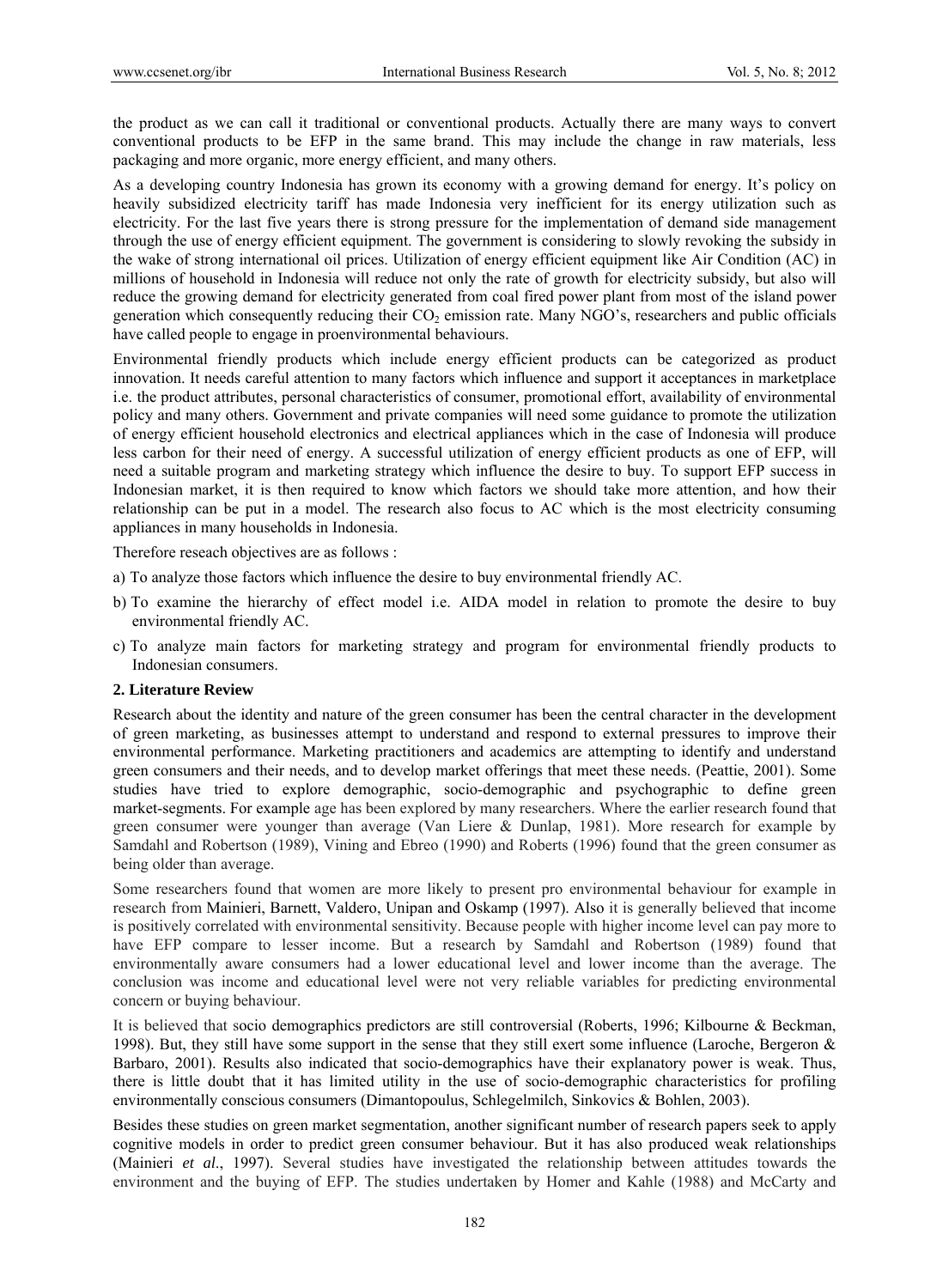the product as we can call it traditional or conventional products. Actually there are many ways to convert conventional products to be EFP in the same brand. This may include the change in raw materials, less packaging and more organic, more energy efficient, and many others.

As a developing country Indonesia has grown its economy with a growing demand for energy. It's policy on heavily subsidized electricity tariff has made Indonesia very inefficient for its energy utilization such as electricity. For the last five years there is strong pressure for the implementation of demand side management through the use of energy efficient equipment. The government is considering to slowly revoking the subsidy in the wake of strong international oil prices. Utilization of energy efficient equipment like Air Condition (AC) in millions of household in Indonesia will reduce not only the rate of growth for electricity subsidy, but also will reduce the growing demand for electricity generated from coal fired power plant from most of the island power generation which consequently reducing their $CO_2$ emission rate. Many NGO's, researchers and public officials have called people to engage in proenvironmental behaviours.

Environmental friendly products which include energy efficient products can be categorized as product innovation. It needs careful attention to many factors which influence and support it acceptances in marketplace i.e. the product attributes, personal characteristics of consumer, promotional effort, availability of environmental policy and many others. Government and private companies will need some guidance to promote the utilization of energy efficient household electronics and electrical appliances which in the case of Indonesia will produce less carbon for their need of energy. A successful utilization of energy efficient products as one of EFP, will need a suitable program and marketing strategy which influence the desire to buy. To support EFP success in Indonesian market, it is then required to know which factors we should take more attention, and how their relationship can be put in a model. The research also focus to AC which is the most electricity consuming appliances in many households in Indonesia.

Therefore reseach objectives are as follows :

a) To analyze those factors which influence the desire to buy environmental friendly AC.

b) To examine the hierarchy of effect model i.e. AIDA model in relation to promote the desire to buy environmental friendly AC.

c) To analyze main factors for marketing strategy and program for environmental friendly products to Indonesian consumers.

## 2. Literature Review

Research about the identity and nature of the green consumer has been the central character in the development of green marketing, as businesses attempt to understand and respond to external pressures to improve their environmental performance. Marketing practitioners and academics are attempting to identify and understand green consumers and their needs, and to develop market offerings that meet these needs. (Peattie, 2001). Some studies have tried to explore demographic, socio-demographic and psychographic to define green market-segments. For example age has been explored by many researchers. Where the earlier research found that green consumer were younger than average (Van Liere & Dunlap, 1981). More research for example by Samdahl and Robertson (1989), Vining and Ebreo (1990) and Roberts (1996) found that the green consumer as being older than average.

Some researchers found that women are more likely to present pro environmental behaviour for example in research from Mainieri, Barnett, Valdero, Unipan and Oskamp (1997). Also it is generally believed that income is positively correlated with environmental sensitivity. Because people with higher income level can pay more to have EFP compare to lesser income. But a research by Samdahl and Robertson (1989) found that environmentally aware consumers had a lower educational level and lower income than the average. The conclusion was income and educational level were not very reliable variables for predicting environmental concern or buying behaviour.

It is believed that socio demographics predictors are still controversial (Roberts, 1996; Kilbourne & Beckman, 1998). But, they still have some support in the sense that they still exert some influence (Laroche, Bergeron & Barbaro, 2001). Results also indicated that socio-demographics have their explanatory power is weak. Thus, there is little doubt that it has limited utility in the use of socio-demographic characteristics for profiling environmentally conscious consumers (Dimantopoulus, Schlegelmilch, Sinkovics & Bohlen, 2003).

Besides these studies on green market segmentation, another significant number of research papers seek to apply cognitive models in order to predict green consumer behaviour. But it has also produced weak relationships (Mainieri *et al*., 1997). Several studies have investigated the relationship between attitudes towards the environment and the buying of EFP. The studies undertaken by Homer and Kahle (1988) and McCarty and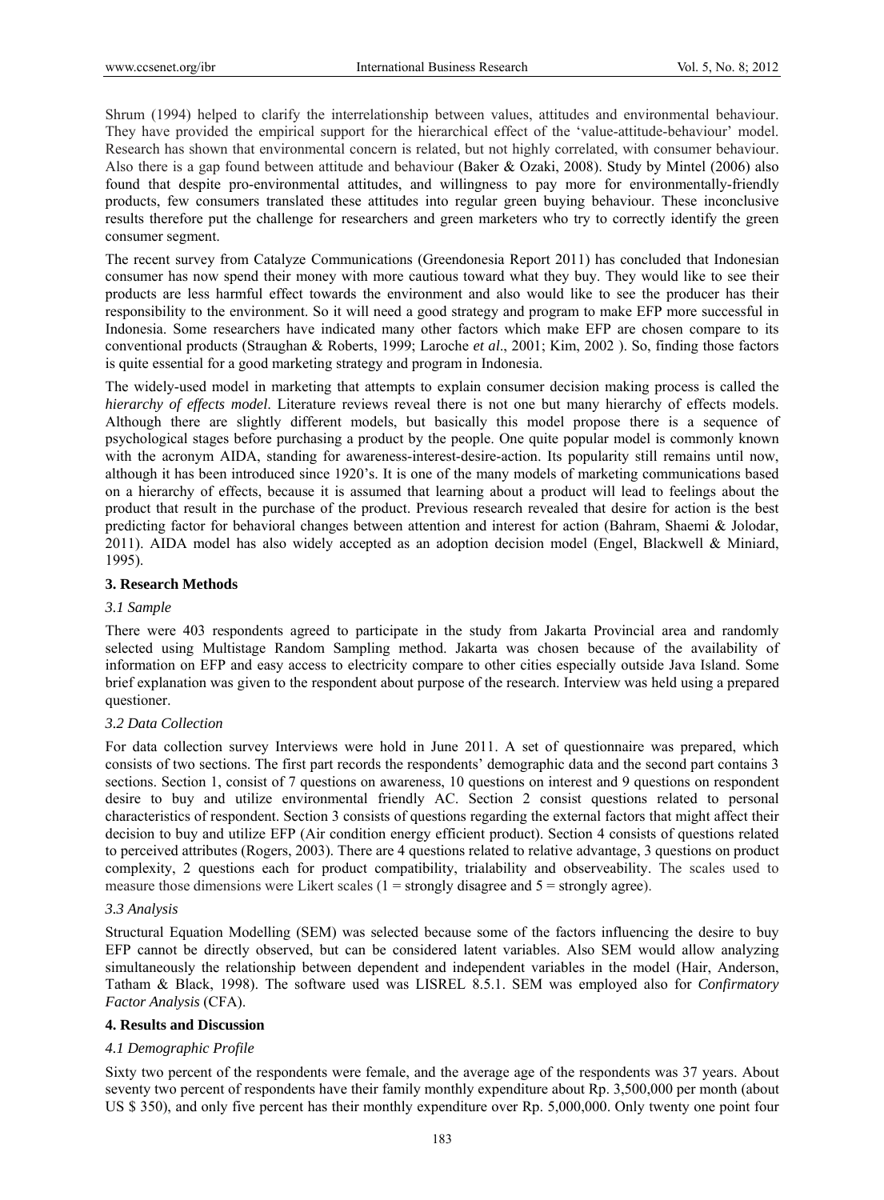Shrum (1994) helped to clarify the interrelationship between values, attitudes and environmental behaviour. They have provided the empirical support for the hierarchical effect of the 'value-attitude-behaviour' model. Research has shown that environmental concern is related, but not highly correlated, with consumer behaviour. Also there is a gap found between attitude and behaviour (Baker & Ozaki, 2008). Study by Mintel (2006) also found that despite pro-environmental attitudes, and willingness to pay more for environmentally-friendly products, few consumers translated these attitudes into regular green buying behaviour. These inconclusive results therefore put the challenge for researchers and green marketers who try to correctly identify the green consumer segment.

The recent survey from Catalyze Communications (Greendonesia Report 2011) has concluded that Indonesian consumer has now spend their money with more cautious toward what they buy. They would like to see their products are less harmful effect towards the environment and also would like to see the producer has their responsibility to the environment. So it will need a good strategy and program to make EFP more successful in Indonesia. Some researchers have indicated many other factors which make EFP are chosen compare to its conventional products (Straughan & Roberts, 1999; Laroche *et al*., 2001; Kim, 2002 ). So, finding those factors is quite essential for a good marketing strategy and program in Indonesia.

The widely-used model in marketing that attempts to explain consumer decision making process is called the *hierarchy of effects model*. Literature reviews reveal there is not one but many hierarchy of effects models. Although there are slightly different models, but basically this model propose there is a sequence of psychological stages before purchasing a product by the people. One quite popular model is commonly known with the acronym AIDA, standing for awareness-interest-desire-action. Its popularity still remains until now, although it has been introduced since 1920's. It is one of the many models of marketing communications based on a hierarchy of effects, because it is assumed that learning about a product will lead to feelings about the product that result in the purchase of the product. Previous research revealed that desire for action is the best predicting factor for behavioral changes between attention and interest for action (Bahram, Shaemi & Jolodar, 2011). AIDA model has also widely accepted as an adoption decision model (Engel, Blackwell & Miniard, 1995).

## 3. Research Methods

### *3.1 Sample*

There were 403 respondents agreed to participate in the study from Jakarta Provincial area and randomly selected using Multistage Random Sampling method. Jakarta was chosen because of the availability of information on EFP and easy access to electricity compare to other cities especially outside Java Island. Some brief explanation was given to the respondent about purpose of the research. Interview was held using a prepared questioner.

### *3.2 Data Collection*

For data collection survey Interviews were hold in June 2011. A set of questionnaire was prepared, which consists of two sections. The first part records the respondents' demographic data and the second part contains 3 sections. Section 1, consist of 7 questions on awareness, 10 questions on interest and 9 questions on respondent desire to buy and utilize environmental friendly AC. Section 2 consist questions related to personal characteristics of respondent. Section 3 consists of questions regarding the external factors that might affect their decision to buy and utilize EFP (Air condition energy efficient product). Section 4 consists of questions related to perceived attributes (Rogers, 2003). There are 4 questions related to relative advantage, 3 questions on product complexity, 2 questions each for product compatibility, trialability and observeability. The scales used to measure those dimensions were Likert scales (1 = strongly disagree and 5 = strongly agree).

### *3.3 Analysis*

Structural Equation Modelling (SEM) was selected because some of the factors influencing the desire to buy EFP cannot be directly observed, but can be considered latent variables. Also SEM would allow analyzing simultaneously the relationship between dependent and independent variables in the model (Hair, Anderson, Tatham & Black, 1998). The software used was LISREL 8.5.1. SEM was employed also for *Confirmatory Factor Analysis* (CFA).

## 4. Results and Discussion

### *4.1 Demographic Profile*

Sixty two percent of the respondents were female, and the average age of the respondents was 37 years. About seventy two percent of respondents have their family monthly expenditure about Rp. 3,500,000 per month (about US $ 350), and only five percent has their monthly expenditure over Rp. 5,000,000. Only twenty one point four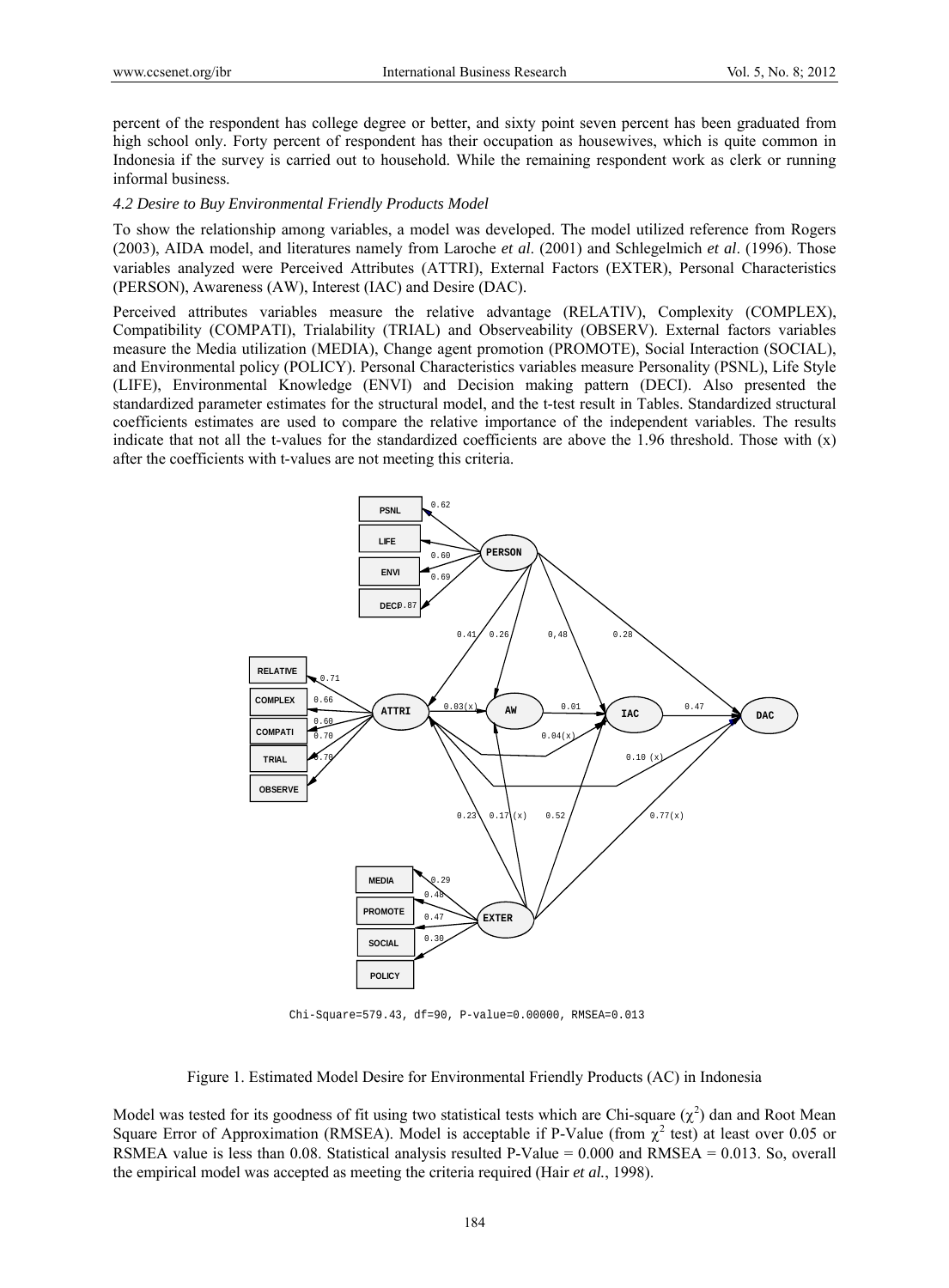percent of the respondent has college degree or better, and sixty point seven percent has been graduated from high school only. Forty percent of respondent has their occupation as housewives, which is quite common in Indonesia if the survey is carried out to household. While the remaining respondent work as clerk or running informal business.

### *4.2 Desire to Buy Environmental Friendly Products Model*

To show the relationship among variables, a model was developed. The model utilized reference from Rogers (2003), AIDA model, and literatures namely from Laroche *et al.* (2001) and Schlegelmich *et al*. (1996). Those variables analyzed were Perceived Attributes (ATTRI), External Factors (EXTER), Personal Characteristics (PERSON), Awareness (AW), Interest (IAC) and Desire (DAC).

Perceived attributes variables measure the relative advantage (RELATIV), Complexity (COMPLEX), Compatibility (COMPATI), Trialability (TRIAL) and Observeability (OBSERV). External factors variables measure the Media utilization (MEDIA), Change agent promotion (PROMOTE), Social Interaction (SOCIAL), and Environmental policy (POLICY). Personal Characteristics variables measure Personality (PSNL), Life Style (LIFE), Environmental Knowledge (ENVI) and Decision making pattern (DECI). Also presented the standardized parameter estimates for the structural model, and the t-test result in Tables. Standardized structural coefficients estimates are used to compare the relative importance of the independent variables. The results indicate that not all the t-values for the standardized coefficients are above the 1.96 threshold. Those with (x) after the coefficients with t-values are not meeting this criteria.

Chi-Square=579.43, df=90, P-value=0.00000, RMSEA=0.013

Figure 1. Estimated Model Desire for Environmental Friendly Products (AC) in Indonesia

Model was tested for its goodness of fit using two statistical tests which are Chi-square ($\chi^2$) dan and Root Mean Square Error of Approximation (RMSEA). Model is acceptable if P-Value (from $\chi^2$ test) at least over 0.05 or RSMEA value is less than 0.08. Statistical analysis resulted P-Value = 0.000 and RMSEA = 0.013. So, overall the empirical model was accepted as meeting the criteria required (Hair *et al.*, 1998).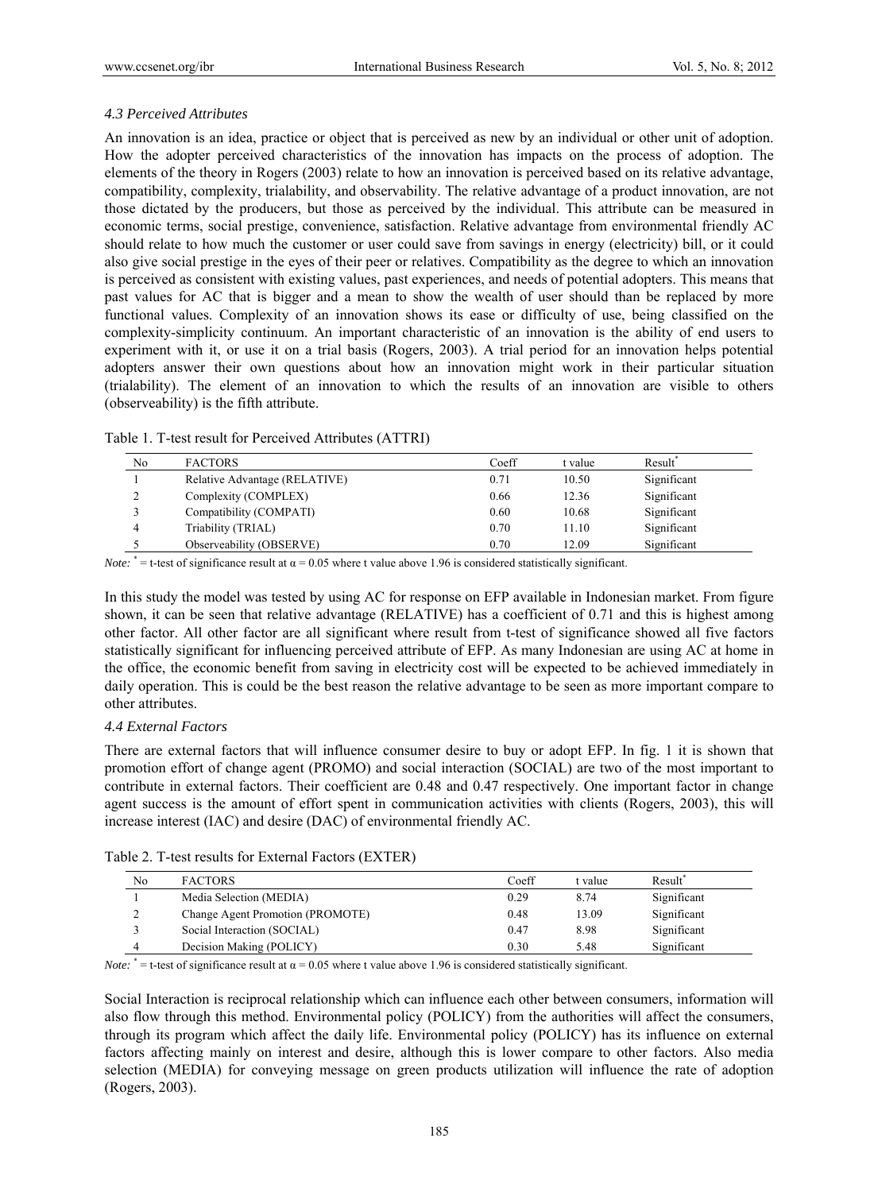### *4.3 Perceived Attributes*

An innovation is an idea, practice or object that is perceived as new by an individual or other unit of adoption. How the adopter perceived characteristics of the innovation has impacts on the process of adoption. The elements of the theory in Rogers (2003) relate to how an innovation is perceived based on its relative advantage, compatibility, complexity, trialability, and observability. The relative advantage of a product innovation, are not those dictated by the producers, but those as perceived by the individual. This attribute can be measured in economic terms, social prestige, convenience, satisfaction. Relative advantage from environmental friendly AC should relate to how much the customer or user could save from savings in energy (electricity) bill, or it could also give social prestige in the eyes of their peer or relatives. Compatibility as the degree to which an innovation is perceived as consistent with existing values, past experiences, and needs of potential adopters. This means that past values for AC that is bigger and a mean to show the wealth of user should than be replaced by more functional values. Complexity of an innovation shows its ease or difficulty of use, being classified on the complexity-simplicity continuum. An important characteristic of an innovation is the ability of end users to experiment with it, or use it on a trial basis (Rogers, 2003). A trial period for an innovation helps potential adopters answer their own questions about how an innovation might work in their particular situation (trialability). The element of an innovation to which the results of an innovation are visible to others (observeability) is the fifth attribute.

Table 1. T-test result for Perceived Attributes (ATTRI)

| No | FACTORS | Coeff | t value | Result* |
|---|---|---|---|---|
| 1 | Relative Advantage (RELATIVE) | 0.71 | 10.50 | Significant |
| 2 | Complexity (COMPLEX) | 0.66 | 12.36 | Significant |
| 3 | Compatibility (COMPATI) | 0.60 | 10.68 | Significant |
| 4 | Triability (TRIAL) | 0.70 | 11.10 | Significant |
| 5 | Observeability (OBSERVE) | 0.70 | 12.09 | Significant |

*Note:* * = t-test of significance result at $\alpha = 0.05$ where t value above 1.96 is considered statistically significant.

In this study the model was tested by using AC for response on EFP available in Indonesian market. From figure shown, it can be seen that relative advantage (RELATIVE) has a coefficient of 0.71 and this is highest among other factor. All other factor are all significant where result from t-test of significance showed all five factors statistically significant for influencing perceived attribute of EFP. As many Indonesian are using AC at home in the office, the economic benefit from saving in electricity cost will be expected to be achieved immediately in daily operation. This is could be the best reason the relative advantage to be seen as more important compare to other attributes.

### *4.4 External Factors*

There are external factors that will influence consumer desire to buy or adopt EFP. In fig. 1 it is shown that promotion effort of change agent (PROMO) and social interaction (SOCIAL) are two of the most important to contribute in external factors. Their coefficient are 0.48 and 0.47 respectively. One important factor in change agent success is the amount of effort spent in communication activities with clients (Rogers, 2003), this will increase interest (IAC) and desire (DAC) of environmental friendly AC.

Table 2. T-test results for External Factors (EXTER)

| No | FACTORS | Coeff | t value | Result* |
|---|---|---|---|---|
| 1 | Media Selection (MEDIA) | 0.29 | 8.74 | Significant |
| 2 | Change Agent Promotion (PROMOTE) | 0.48 | 13.09 | Significant |
| 3 | Social Interaction (SOCIAL) | 0.47 | 8.98 | Significant |
| 4 | Decision Making (POLICY) | 0.30 | 5.48 | Significant |

*Note:* * = t-test of significance result at $\alpha = 0.05$ where t value above 1.96 is considered statistically significant.

Social Interaction is reciprocal relationship which can influence each other between consumers, information will also flow through this method. Environmental policy (POLICY) from the authorities will affect the consumers, through its program which affect the daily life. Environmental policy (POLICY) has its influence on external factors affecting mainly on interest and desire, although this is lower compare to other factors. Also media selection (MEDIA) for conveying message on green products utilization will influence the rate of adoption (Rogers, 2003).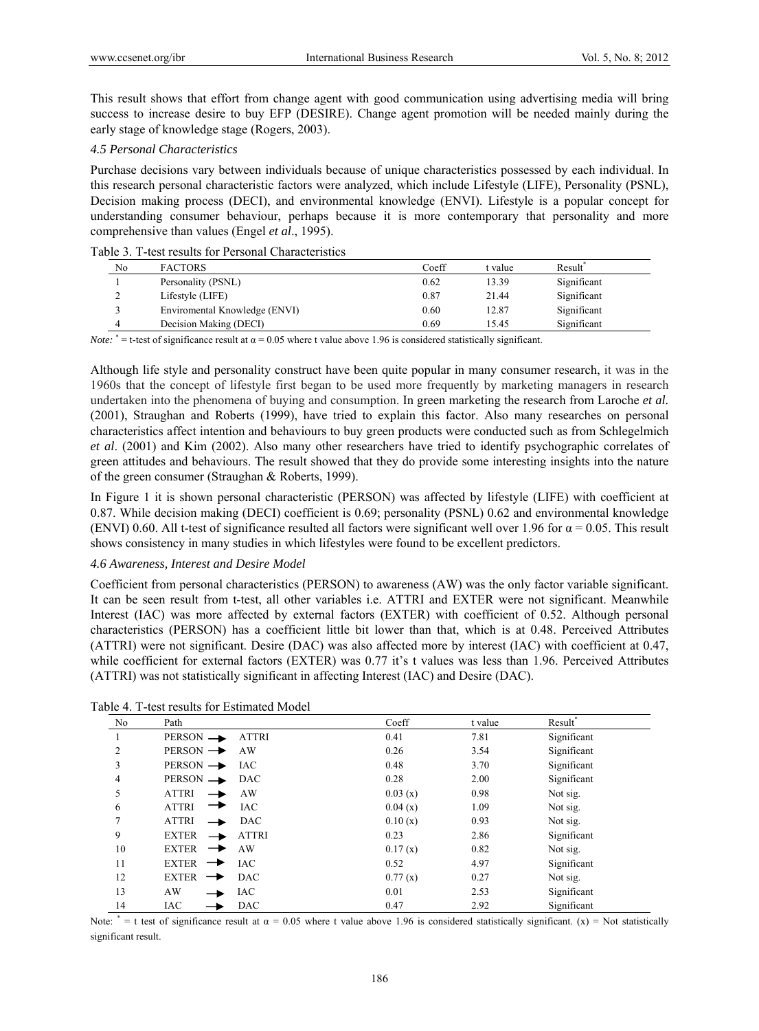This result shows that effort from change agent with good communication using advertising media will bring success to increase desire to buy EFP (DESIRE). Change agent promotion will be needed mainly during the early stage of knowledge stage (Rogers, 2003).

### *4.5 Personal Characteristics*

Purchase decisions vary between individuals because of unique characteristics possessed by each individual. In this research personal characteristic factors were analyzed, which include Lifestyle (LIFE), Personality (PSNL), Decision making process (DECI), and environmental knowledge (ENVI). Lifestyle is a popular concept for understanding consumer behaviour, perhaps because it is more contemporary that personality and more comprehensive than values (Engel *et al*., 1995).

Table 3. T-test results for Personal Characteristics

| No | FACTORS | Coeff | t value | Result* |
|---|---|---|---|---|
| 1 | Personality (PSNL) | 0.62 | 13.39 | Significant |
| 2 | Lifestyle (LIFE) | 0.87 | 21.44 | Significant |
| 3 | Enviromental Knowledge (ENVI) | 0.60 | 12.87 | Significant |
| 4 | Decision Making (DECI) | 0.69 | 15.45 | Significant |

*Note:* * = t-test of significance result at $\alpha = 0.05$ where t value above 1.96 is considered statistically significant.

Although life style and personality construct have been quite popular in many consumer research, it was in the 1960s that the concept of lifestyle first began to be used more frequently by marketing managers in research undertaken into the phenomena of buying and consumption. In green marketing the research from Laroche *et al.* (2001), Straughan and Roberts (1999), have tried to explain this factor. Also many researches on personal characteristics affect intention and behaviours to buy green products were conducted such as from Schlegelmich *et al*. (2001) and Kim (2002). Also many other researchers have tried to identify psychographic correlates of green attitudes and behaviours. The result showed that they do provide some interesting insights into the nature of the green consumer (Straughan & Roberts, 1999).

In Figure 1 it is shown personal characteristic (PERSON) was affected by lifestyle (LIFE) with coefficient at 0.87. While decision making (DECI) coefficient is 0.69; personality (PSNL) 0.62 and environmental knowledge (ENVI) 0.60. All t-test of significance resulted all factors were significant well over 1.96 for $\alpha = 0.05$. This result shows consistency in many studies in which lifestyles were found to be excellent predictors.

### *4.6 Awareness, Interest and Desire Model*

Coefficient from personal characteristics (PERSON) to awareness (AW) was the only factor variable significant. It can be seen result from t-test, all other variables i.e. ATTRI and EXTER were not significant. Meanwhile Interest (IAC) was more affected by external factors (EXTER) with coefficient of 0.52. Although personal characteristics (PERSON) has a coefficient little bit lower than that, which is at 0.48. Perceived Attributes (ATTRI) were not significant. Desire (DAC) was also affected more by interest (IAC) with coefficient at 0.47, while coefficient for external factors (EXTER) was 0.77 it's t values was less than 1.96. Perceived Attributes (ATTRI) was not statistically significant in affecting Interest (IAC) and Desire (DAC).

Table 4. T-test results for Estimated Model

| No | Path | Coeff | t value | Result* |
|---|---|---|---|---|
| 1 | PERSON → ATTRI | 0.41 | 7.81 | Significant |
| 2 | PERSON → AW | 0.26 | 3.54 | Significant |
| 3 | PERSON → IAC | 0.48 | 3.70 | Significant |
| 4 | PERSON → DAC | 0.28 | 2.00 | Significant |
| 5 | ATTRI → AW | 0.03 (x) | 0.98 | Not sig. |
| 6 | ATTRI → IAC | 0.04 (x) | 1.09 | Not sig. |
| 7 | ATTRI → DAC | 0.10 (x) | 0.93 | Not sig. |
| 9 | EXTER → ATTRI | 0.23 | 2.86 | Significant |
| 10 | EXTER → AW | 0.17 (x) | 0.82 | Not sig. |
| 11 | EXTER → IAC | 0.52 | 4.97 | Significant |
| 12 | EXTER → DAC | 0.77 (x) | 0.27 | Not sig. |
| 13 | AW → IAC | 0.01 | 2.53 | Significant |
| 14 | IAC → DAC | 0.47 | 2.92 | Significant |

Note: * = t test of significance result at $\alpha = 0.05$ where t value above 1.96 is considered statistically significant. (x) = Not statistically significant result.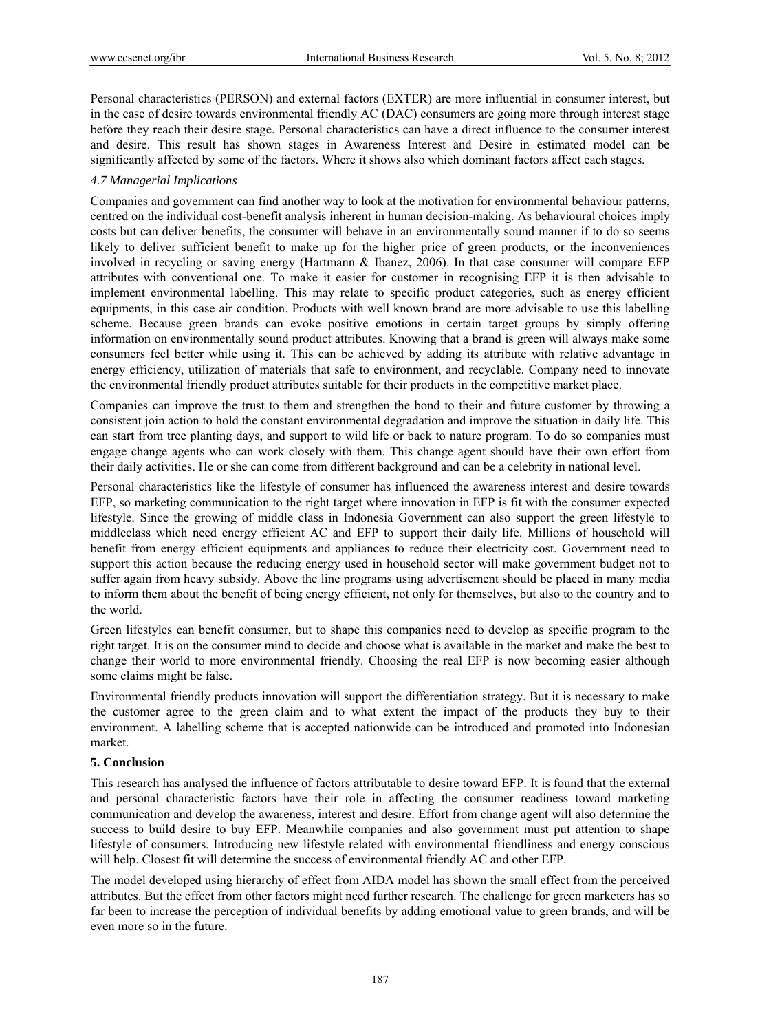Personal characteristics (PERSON) and external factors (EXTER) are more influential in consumer interest, but in the case of desire towards environmental friendly AC (DAC) consumers are going more through interest stage before they reach their desire stage. Personal characteristics can have a direct influence to the consumer interest and desire. This result has shown stages in Awareness Interest and Desire in estimated model can be significantly affected by some of the factors. Where it shows also which dominant factors affect each stages.

### *4.7 Managerial Implications*

Companies and government can find another way to look at the motivation for environmental behaviour patterns, centred on the individual cost-benefit analysis inherent in human decision-making. As behavioural choices imply costs but can deliver benefits, the consumer will behave in an environmentally sound manner if to do so seems likely to deliver sufficient benefit to make up for the higher price of green products, or the inconveniences involved in recycling or saving energy (Hartmann & Ibanez, 2006). In that case consumer will compare EFP attributes with conventional one. To make it easier for customer in recognising EFP it is then advisable to implement environmental labelling. This may relate to specific product categories, such as energy efficient equipments, in this case air condition. Products with well known brand are more advisable to use this labelling scheme. Because green brands can evoke positive emotions in certain target groups by simply offering information on environmentally sound product attributes. Knowing that a brand is green will always make some consumers feel better while using it. This can be achieved by adding its attribute with relative advantage in energy efficiency, utilization of materials that safe to environment, and recyclable. Company need to innovate the environmental friendly product attributes suitable for their products in the competitive market place.

Companies can improve the trust to them and strengthen the bond to their and future customer by throwing a consistent join action to hold the constant environmental degradation and improve the situation in daily life. This can start from tree planting days, and support to wild life or back to nature program. To do so companies must engage change agents who can work closely with them. This change agent should have their own effort from their daily activities. He or she can come from different background and can be a celebrity in national level.

Personal characteristics like the lifestyle of consumer has influenced the awareness interest and desire towards EFP, so marketing communication to the right target where innovation in EFP is fit with the consumer expected lifestyle. Since the growing of middle class in Indonesia Government can also support the green lifestyle to middleclass which need energy efficient AC and EFP to support their daily life. Millions of household will benefit from energy efficient equipments and appliances to reduce their electricity cost. Government need to support this action because the reducing energy used in household sector will make government budget not to suffer again from heavy subsidy. Above the line programs using advertisement should be placed in many media to inform them about the benefit of being energy efficient, not only for themselves, but also to the country and to the world.

Green lifestyles can benefit consumer, but to shape this companies need to develop as specific program to the right target. It is on the consumer mind to decide and choose what is available in the market and make the best to change their world to more environmental friendly. Choosing the real EFP is now becoming easier although some claims might be false.

Environmental friendly products innovation will support the differentiation strategy. But it is necessary to make the customer agree to the green claim and to what extent the impact of the products they buy to their environment. A labelling scheme that is accepted nationwide can be introduced and promoted into Indonesian market.

## **5. Conclusion**

This research has analysed the influence of factors attributable to desire toward EFP. It is found that the external and personal characteristic factors have their role in affecting the consumer readiness toward marketing communication and develop the awareness, interest and desire. Effort from change agent will also determine the success to build desire to buy EFP. Meanwhile companies and also government must put attention to shape lifestyle of consumers. Introducing new lifestyle related with environmental friendliness and energy conscious will help. Closest fit will determine the success of environmental friendly AC and other EFP.

The model developed using hierarchy of effect from AIDA model has shown the small effect from the perceived attributes. But the effect from other factors might need further research. The challenge for green marketers has so far been to increase the perception of individual benefits by adding emotional value to green brands, and will be even more so in the future.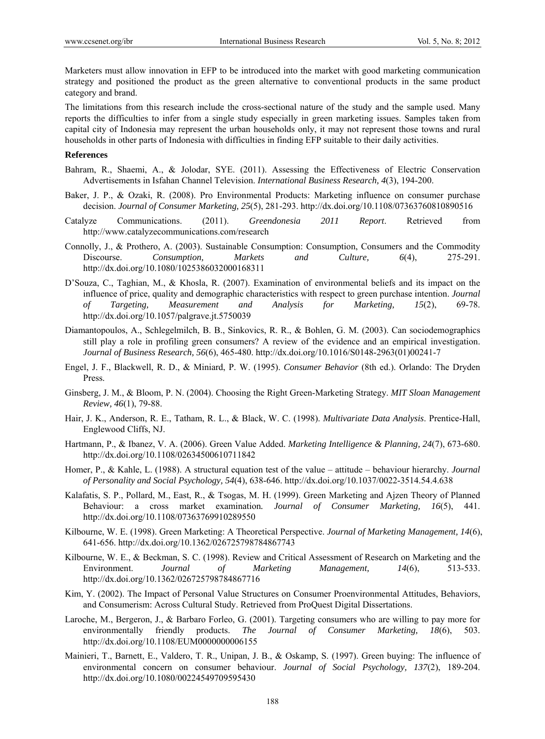Marketers must allow innovation in EFP to be introduced into the market with good marketing communication strategy and positioned the product as the green alternative to conventional products in the same product category and brand.

The limitations from this research include the cross-sectional nature of the study and the sample used. Many reports the difficulties to infer from a single study especially in green marketing issues. Samples taken from capital city of Indonesia may represent the urban households only, it may not represent those towns and rural households in other parts of Indonesia with difficulties in finding EFP suitable to their daily activities.

**References**

Bahram, R., Shaemi, A., & Jolodar, SYE. (2011). Assessing the Effectiveness of Electric Conservation Advertisements in Isfahan Channel Television. *International Business Research, 4*(3), 194-200.

Baker, J. P., & Ozaki, R. (2008). Pro Environmental Products: Marketing influence on consumer purchase decision. *Journal of Consumer Marketing, 25*(5), 281-293. http://dx.doi.org/10.1108/07363760810890516

Catalyze Communications. (2011). *Greendonesia 2011 Report*. Retrieved from http://www.catalyzecommunications.com/research

Connolly, J., & Prothero, A. (2003). Sustainable Consumption: Consumption, Consumers and the Commodity Discourse. *Consumption, Markets and Culture, 6*(4), 275-291. http://dx.doi.org/10.1080/1025386032000168311

D'Souza, C., Taghian, M., & Khosla, R. (2007). Examination of environmental beliefs and its impact on the influence of price, quality and demographic characteristics with respect to green purchase intention. *Journal of Targeting, Measurement and Analysis for Marketing, 15*(2), 69-78. http://dx.doi.org/10.1057/palgrave.jt.5750039

Diamantopoulos, A., Schlegelmilch, B. B., Sinkovics, R. R., & Bohlen, G. M. (2003). Can sociodemographics still play a role in profiling green consumers? A review of the evidence and an empirical investigation. *Journal of Business Research, 56*(6), 465-480. http://dx.doi.org/10.1016/S0148-2963(01)00241-7

Engel, J. F., Blackwell, R. D., & Miniard, P. W. (1995). *Consumer Behavior* (8th ed.). Orlando: The Dryden Press.

Ginsberg, J. M., & Bloom, P. N. (2004). Choosing the Right Green-Marketing Strategy. *MIT Sloan Management Review, 46*(1), 79-88.

Hair, J. K., Anderson, R. E., Tatham, R. L., & Black, W. C. (1998). *Multivariate Data Analysis*. Prentice-Hall, Englewood Cliffs, NJ.

Hartmann, P., & Ibanez, V. A. (2006). Green Value Added. *Marketing Intelligence & Planning, 24*(7), 673-680. http://dx.doi.org/10.1108/02634500610711842

Homer, P., & Kahle, L. (1988). A structural equation test of the value – attitude – behaviour hierarchy. *Journal of Personality and Social Psychology, 54*(4), 638-646. http://dx.doi.org/10.1037/0022-3514.54.4.638

Kalafatis, S. P., Pollard, M., East, R., & Tsogas, M. H. (1999). Green Marketing and Ajzen Theory of Planned Behaviour: a cross market examination. *Journal of Consumer Marketing, 16*(5), 441. http://dx.doi.org/10.1108/07363769910289550

Kilbourne, W. E. (1998). Green Marketing: A Theoretical Perspective. *Journal of Marketing Management, 14*(6), 641-656. http://dx.doi.org/10.1362/026725798784867743

Kilbourne, W. E., & Beckman, S. C. (1998). Review and Critical Assessment of Research on Marketing and the Environment. *Journal of Marketing Management, 14*(6), 513-533. http://dx.doi.org/10.1362/026725798784867716

Kim, Y. (2002). The Impact of Personal Value Structures on Consumer Proenvironmental Attitudes, Behaviors, and Consumerism: Across Cultural Study. Retrieved from ProQuest Digital Dissertations.

Laroche, M., Bergeron, J., & Barbaro Forleo, G. (2001). Targeting consumers who are willing to pay more for environmentally friendly products. *The Journal of Consumer Marketing, 18*(6), 503. http://dx.doi.org/10.1108/EUM0000000006155

Mainieri, T., Barnett, E., Valdero, T. R., Unipan, J. B., & Oskamp, S. (1997). Green buying: The influence of environmental concern on consumer behaviour. *Journal of Social Psychology, 137*(2), 189-204. http://dx.doi.org/10.1080/00224549709595430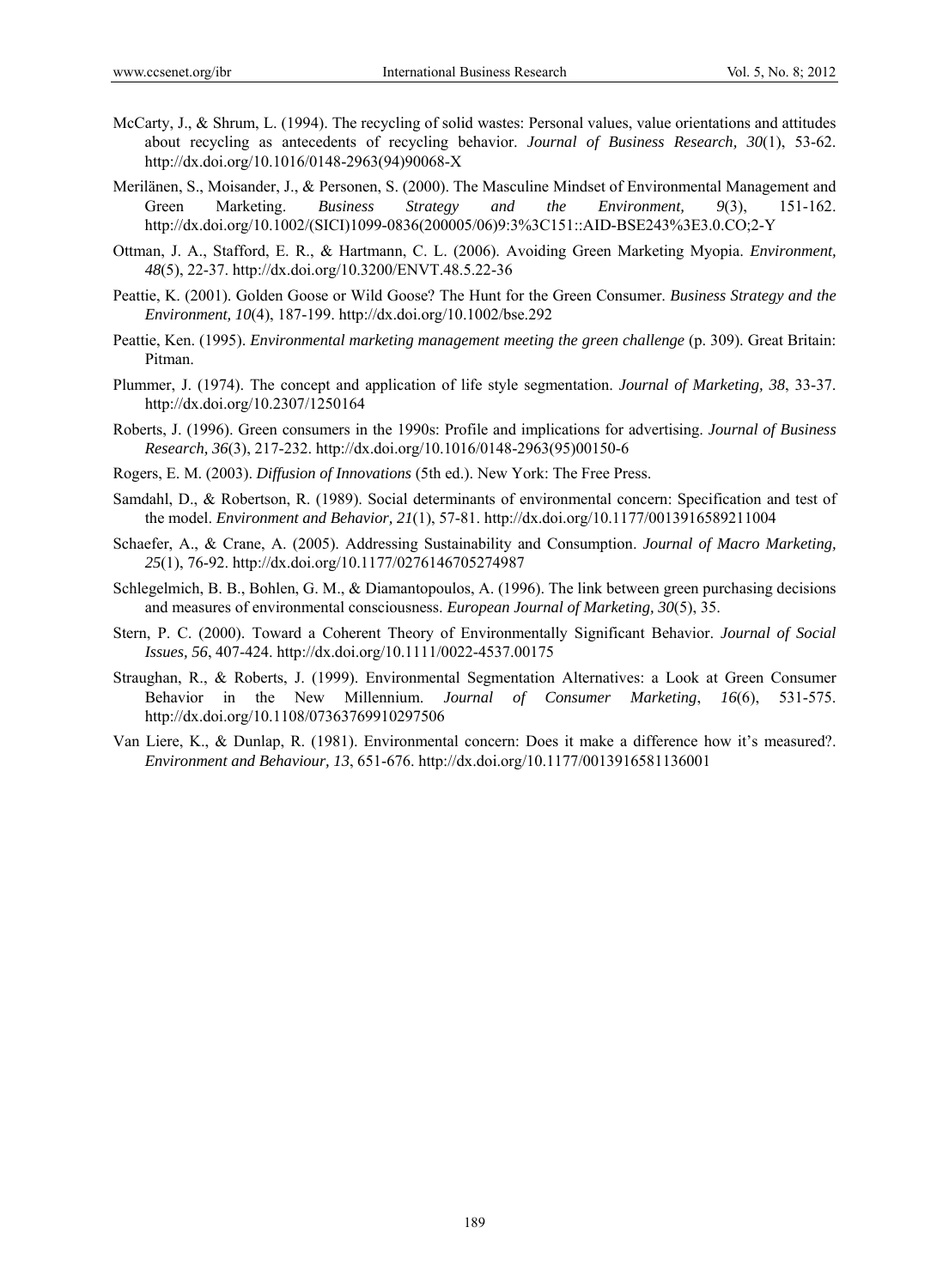McCarty, J., & Shrum, L. (1994). The recycling of solid wastes: Personal values, value orientations and attitudes about recycling as antecedents of recycling behavior. *Journal of Business Research, 30*(1), 53-62. http://dx.doi.org/10.1016/0148-2963(94)90068-X

Merilänen, S., Moisander, J., & Personen, S. (2000). The Masculine Mindset of Environmental Management and Green Marketing. *Business Strategy and the Environment, 9*(3), 151-162. http://dx.doi.org/10.1002/(SICI)1099-0836(200005/06)9:3%3C151::AID-BSE243%3E3.0.CO;2-Y

Ottman, J. A., Stafford, E. R., & Hartmann, C. L. (2006). Avoiding Green Marketing Myopia. *Environment, 48*(5), 22-37. http://dx.doi.org/10.3200/ENVT.48.5.22-36

Peattie, K. (2001). Golden Goose or Wild Goose? The Hunt for the Green Consumer. *Business Strategy and the Environment, 10*(4), 187-199. http://dx.doi.org/10.1002/bse.292

Peattie, Ken. (1995). *Environmental marketing management meeting the green challenge* (p. 309). Great Britain: Pitman.

Plummer, J. (1974). The concept and application of life style segmentation. *Journal of Marketing, 38*, 33-37. http://dx.doi.org/10.2307/1250164

Roberts, J. (1996). Green consumers in the 1990s: Profile and implications for advertising. *Journal of Business Research, 36*(3), 217-232. http://dx.doi.org/10.1016/0148-2963(95)00150-6

Rogers, E. M. (2003). *Diffusion of Innovations* (5th ed.). New York: The Free Press.

Samdahl, D., & Robertson, R. (1989). Social determinants of environmental concern: Specification and test of the model. *Environment and Behavior, 21*(1), 57-81. http://dx.doi.org/10.1177/0013916589211004

Schaefer, A., & Crane, A. (2005). Addressing Sustainability and Consumption. *Journal of Macro Marketing, 25*(1), 76-92. http://dx.doi.org/10.1177/0276146705274987

Schlegelmich, B. B., Bohlen, G. M., & Diamantopoulos, A. (1996). The link between green purchasing decisions and measures of environmental consciousness. *European Journal of Marketing, 30*(5), 35.

Stern, P. C. (2000). Toward a Coherent Theory of Environmentally Significant Behavior. *Journal of Social Issues, 56*, 407-424. http://dx.doi.org/10.1111/0022-4537.00175

Straughan, R., & Roberts, J. (1999). Environmental Segmentation Alternatives: a Look at Green Consumer Behavior in the New Millennium. *Journal of Consumer Marketing*, *16*(6), 531-575. http://dx.doi.org/10.1108/07363769910297506

Van Liere, K., & Dunlap, R. (1981). Environmental concern: Does it make a difference how it's measured?. *Environment and Behaviour, 13*, 651-676. http://dx.doi.org/10.1177/0013916581136001